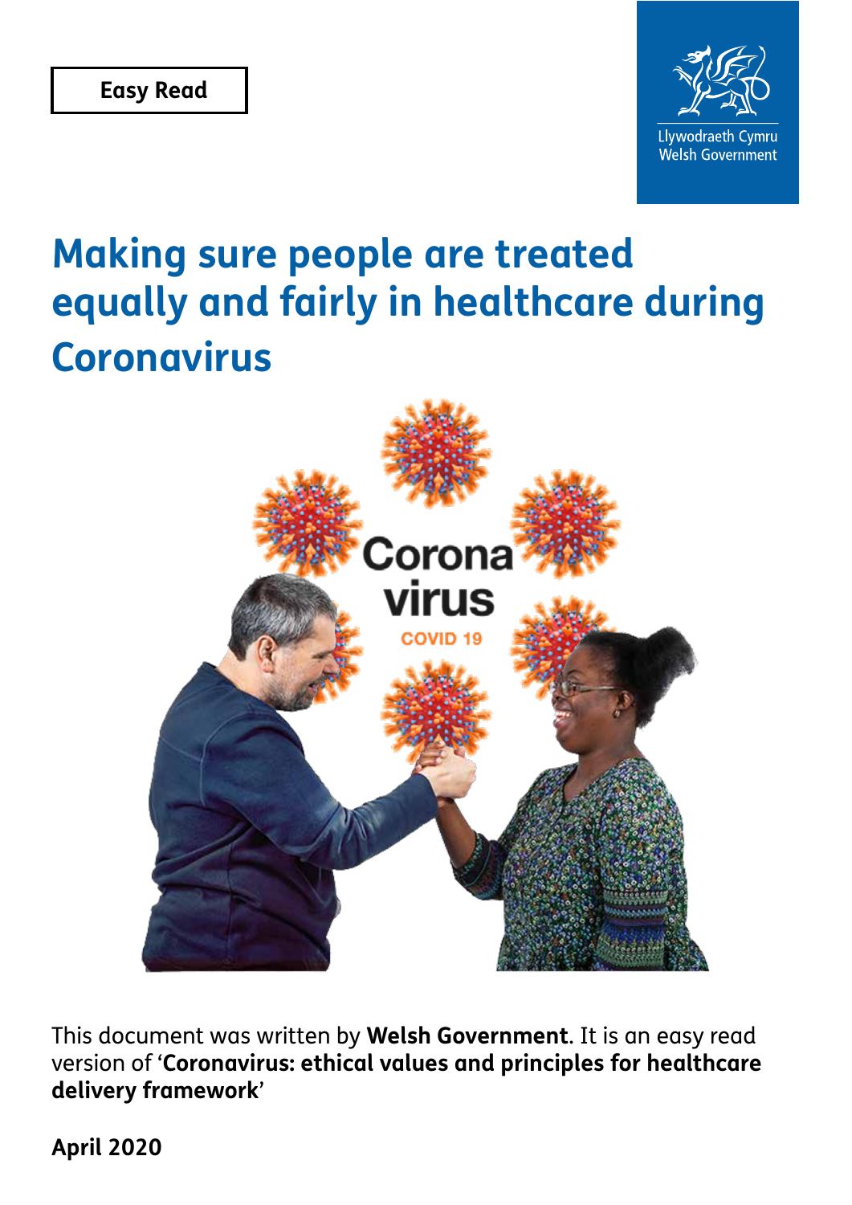Easy Read

Llywodraeth Cymru
Welsh Government

# Making sure people are treated equally and fairly in healthcare during Coronavirus

This document was written by **Welsh Government**. It is an easy read version of '**Coronavirus: ethical values and principles for healthcare delivery framework**'

**April 2020**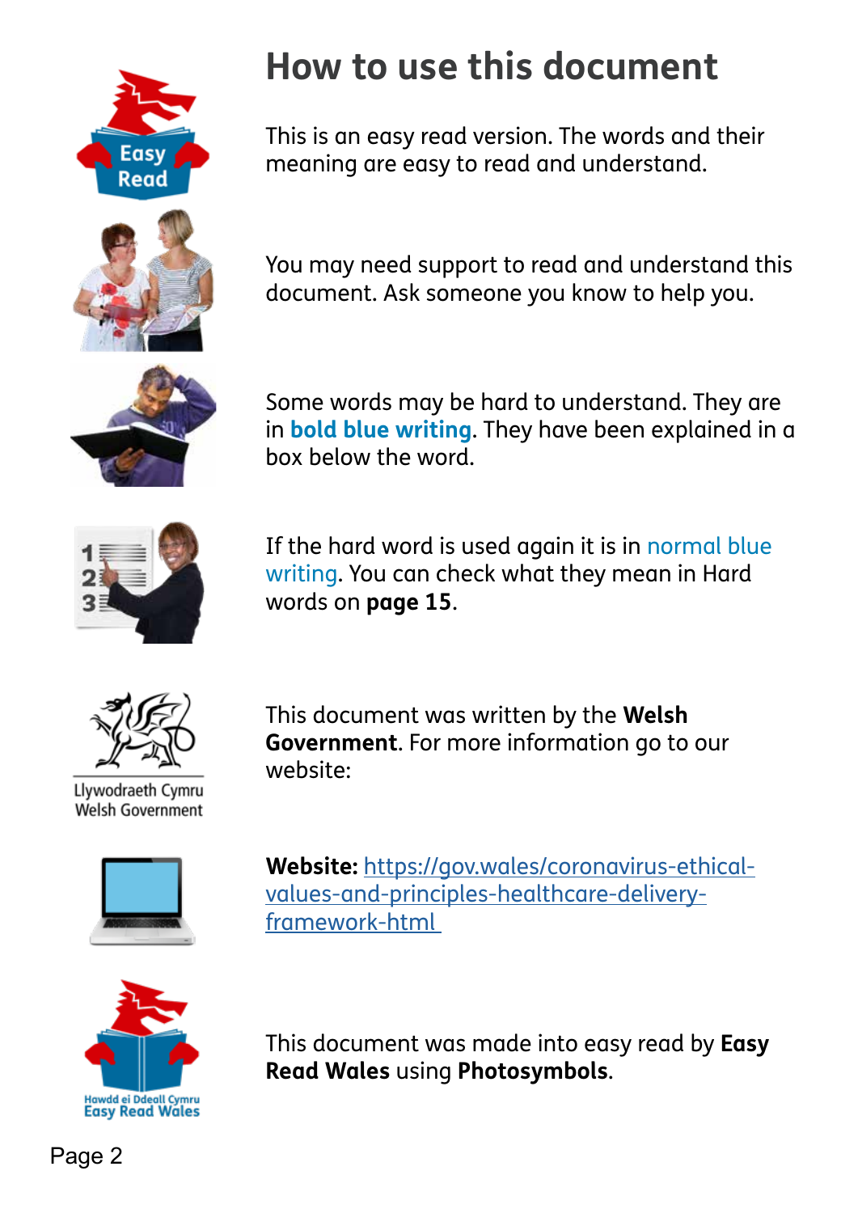# How to use this document

This is an easy read version. The words and their meaning are easy to read and understand.

You may need support to read and understand this document. Ask someone you know to help you.

Some words may be hard to understand. They are in **bold blue writing**. They have been explained in a box below the word.

If the hard word is used again it is in normal blue writing. You can check what they mean in Hard words on **page 15**.

This document was written by the **Welsh Government**. For more information go to our website:

**Website:** [https://gov.wales/coronavirus-ethical-values-and-principles-healthcare-delivery-framework-html](https://gov.wales/coronavirus-ethical-values-and-principles-healthcare-delivery-framework-html)

This document was made into easy read by **Easy Read Wales** using **Photosymbols**.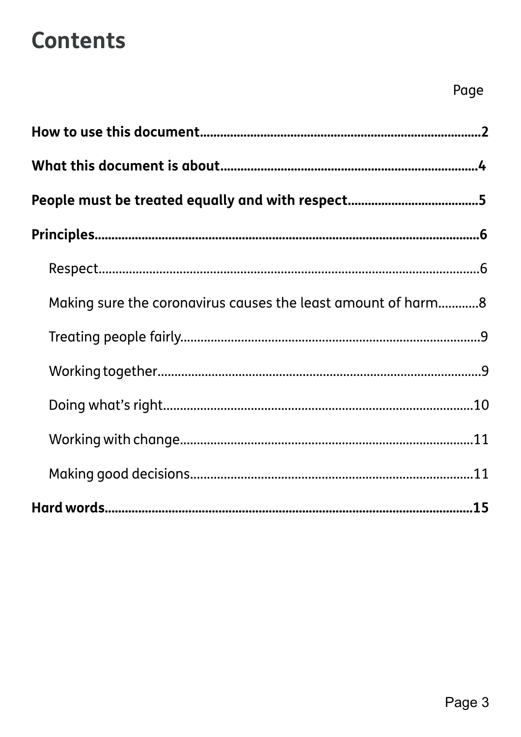# Contents

| | Page |
|---|---|
| **How to use this document** | **2** |
| **What this document is about** | **4** |
| **People must be treated equally and with respect** | **5** |
| **Principles** | **6** |
| Respect | 6 |
| Making sure the coronavirus causes the least amount of harm | 8 |
| Treating people fairly | 9 |
| Working together | 9 |
| Doing what's right | 10 |
| Working with change | 11 |
| Making good decisions | 11 |
| **Hard words** | **15** |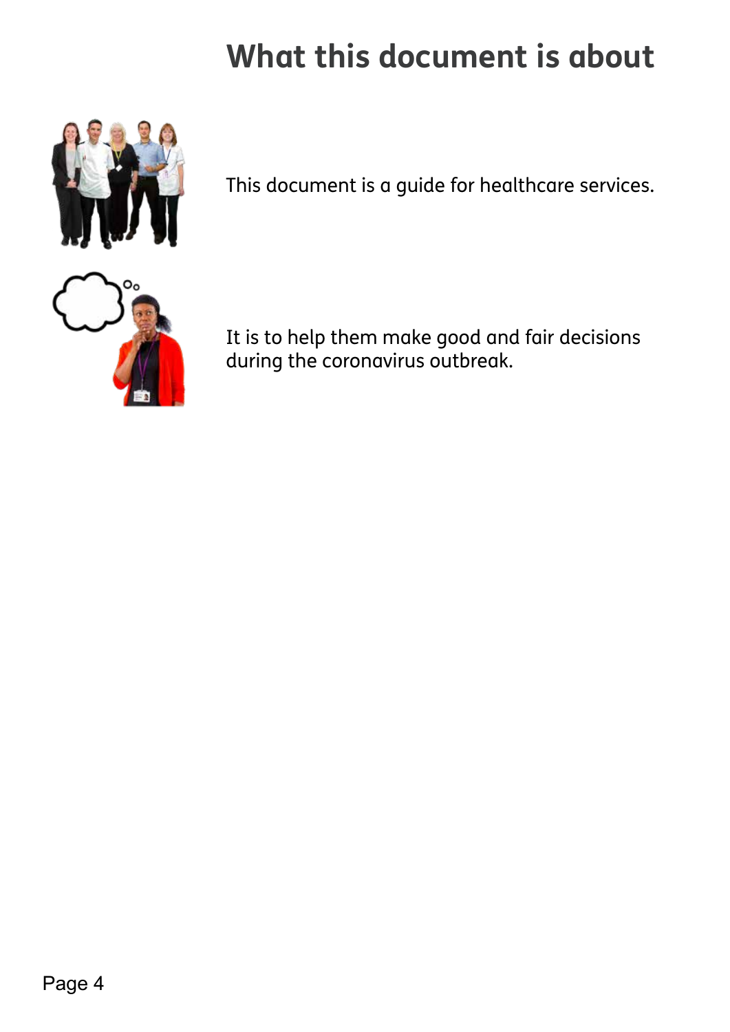# What this document is about

This document is a guide for healthcare services.

It is to help them make good and fair decisions during the coronavirus outbreak.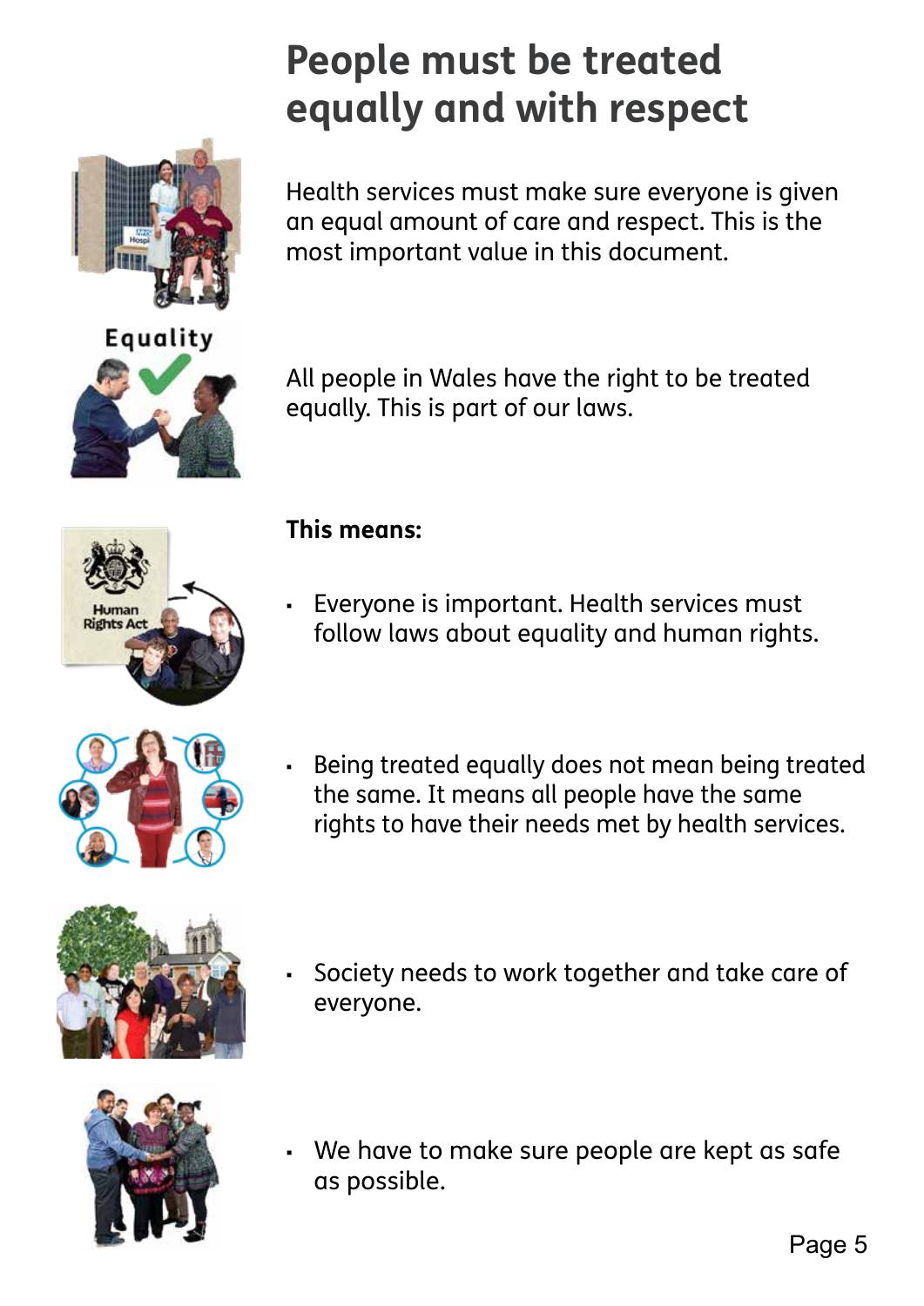# People must be treated equally and with respect

Health services must make sure everyone is given an equal amount of care and respect. This is the most important value in this document.

All people in Wales have the right to be treated equally. This is part of our laws.

**This means:**

- Everyone is important. Health services must follow laws about equality and human rights.
- Being treated equally does not mean being treated the same. It means all people have the same rights to have their needs met by health services.
- Society needs to work together and take care of everyone.
- We have to make sure people are kept as safe as possible.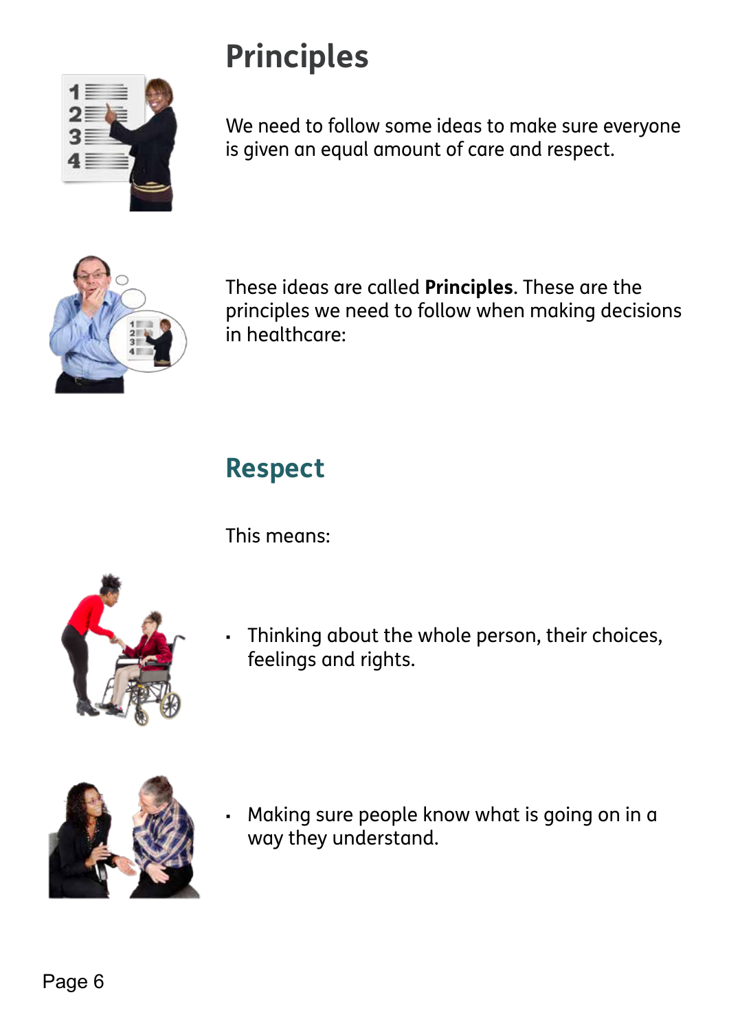# Principles

We need to follow some ideas to make sure everyone is given an equal amount of care and respect.

These ideas are called **Principles**. These are the principles we need to follow when making decisions in healthcare:

## Respect

This means:

- Thinking about the whole person, their choices, feelings and rights.
- Making sure people know what is going on in a way they understand.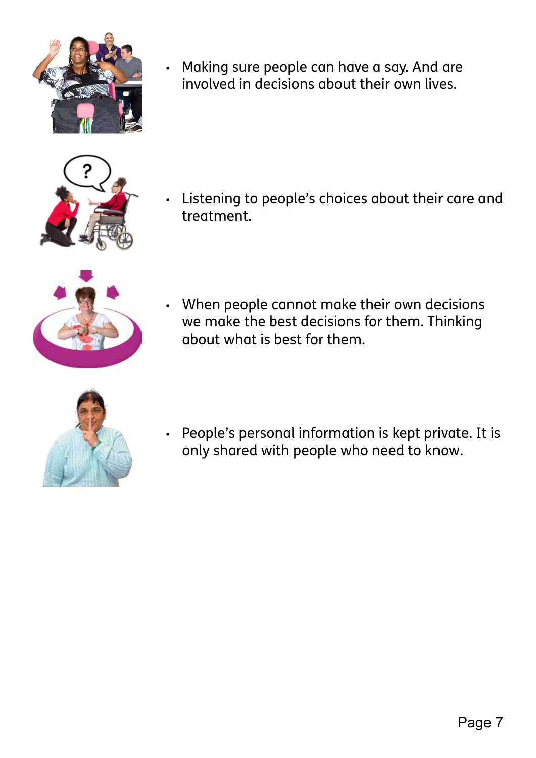- Making sure people can have a say. And are involved in decisions about their own lives.
- Listening to people's choices about their care and treatment.
- When people cannot make their own decisions we make the best decisions for them. Thinking about what is best for them.
- People's personal information is kept private. It is only shared with people who need to know.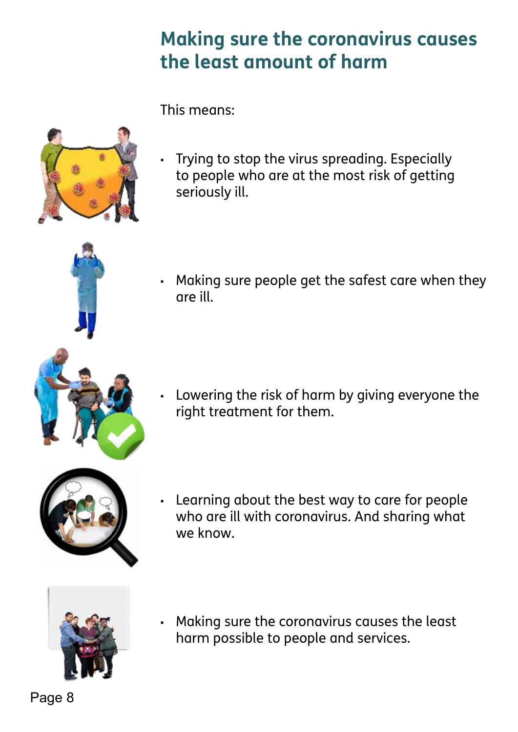## Making sure the coronavirus causes the least amount of harm

This means:

- Trying to stop the virus spreading. Especially to people who are at the most risk of getting seriously ill.
- Making sure people get the safest care when they are ill.
- Lowering the risk of harm by giving everyone the right treatment for them.
- Learning about the best way to care for people who are ill with coronavirus. And sharing what we know.
- Making sure the coronavirus causes the least harm possible to people and services.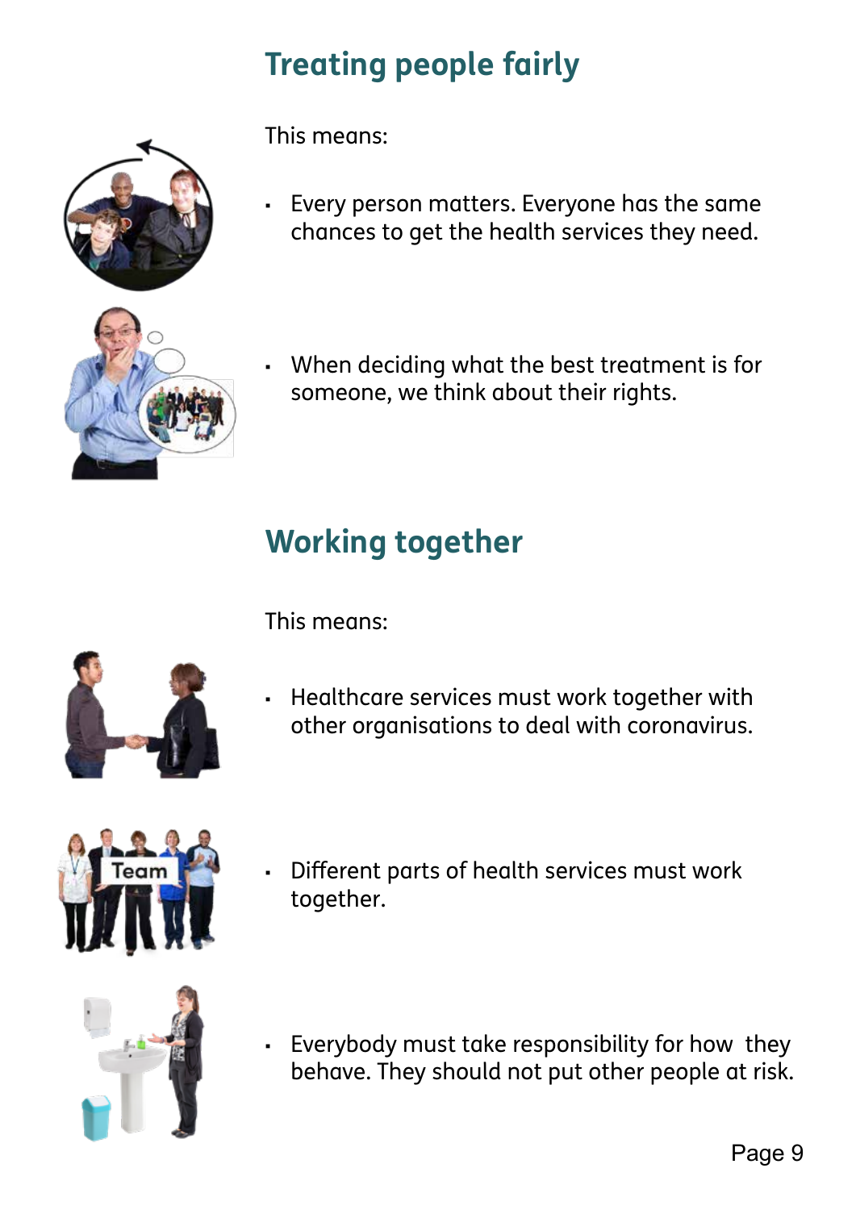## Treating people fairly

This means:

- Every person matters. Everyone has the same chances to get the health services they need.
- When deciding what the best treatment is for someone, we think about their rights.

## Working together

This means:

- Healthcare services must work together with other organisations to deal with coronavirus.
- Different parts of health services must work together.
- Everybody must take responsibility for how they behave. They should not put other people at risk.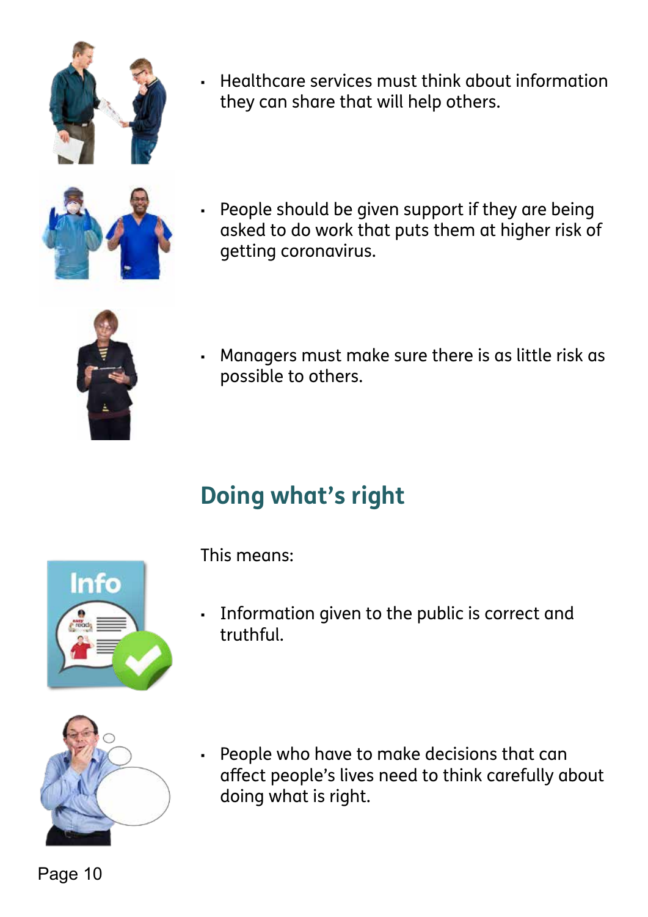- Healthcare services must think about information they can share that will help others.

- People should be given support if they are being asked to do work that puts them at higher risk of getting coronavirus.

- Managers must make sure there is as little risk as possible to others.

## Doing what's right

This means:

- Information given to the public is correct and truthful.

- People who have to make decisions that can affect people's lives need to think carefully about doing what is right.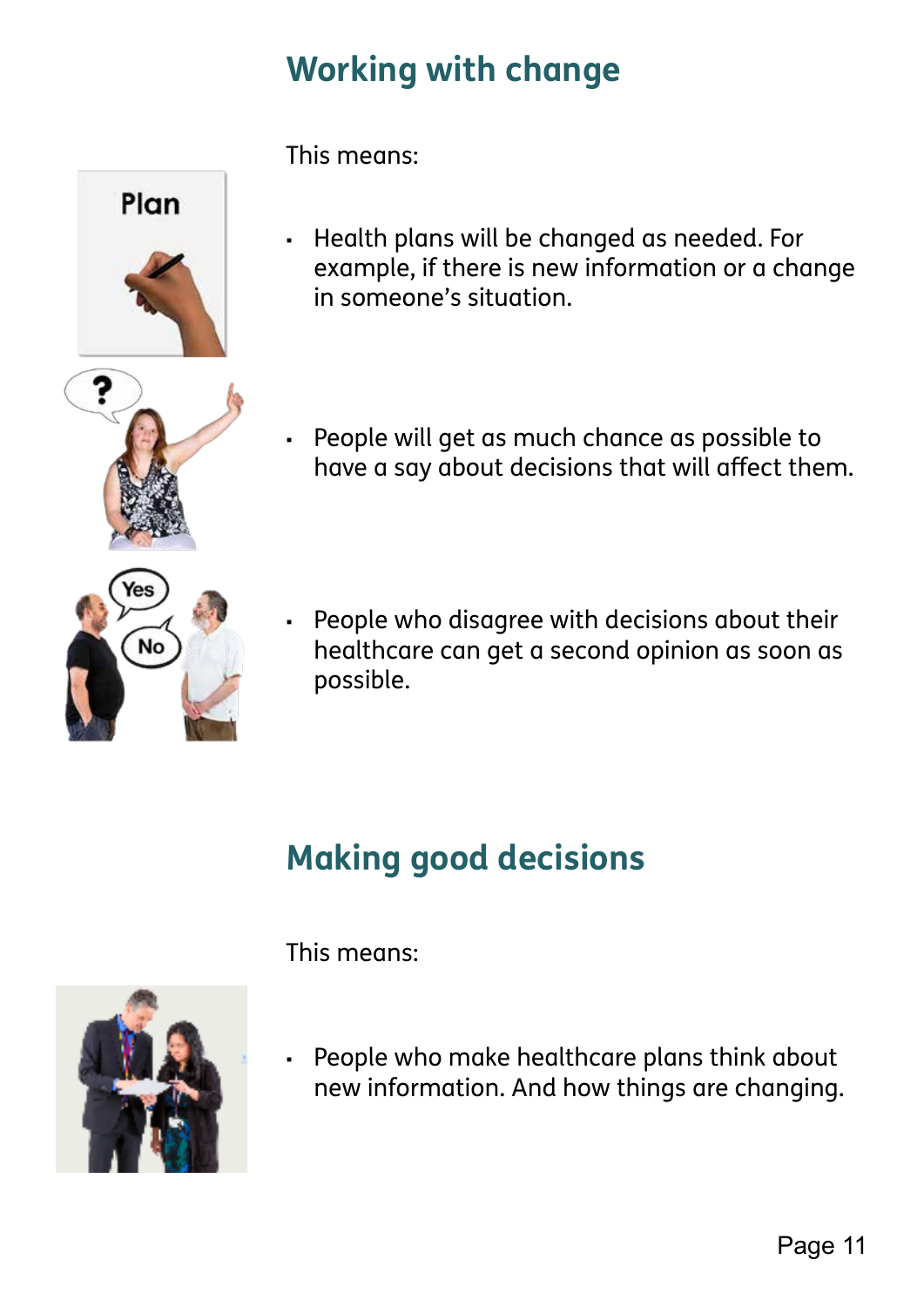## Working with change

This means:

- Health plans will be changed as needed. For example, if there is new information or a change in someone's situation.
- People will get as much chance as possible to have a say about decisions that will affect them.
- People who disagree with decisions about their healthcare can get a second opinion as soon as possible.

## Making good decisions

This means:

- People who make healthcare plans think about new information. And how things are changing.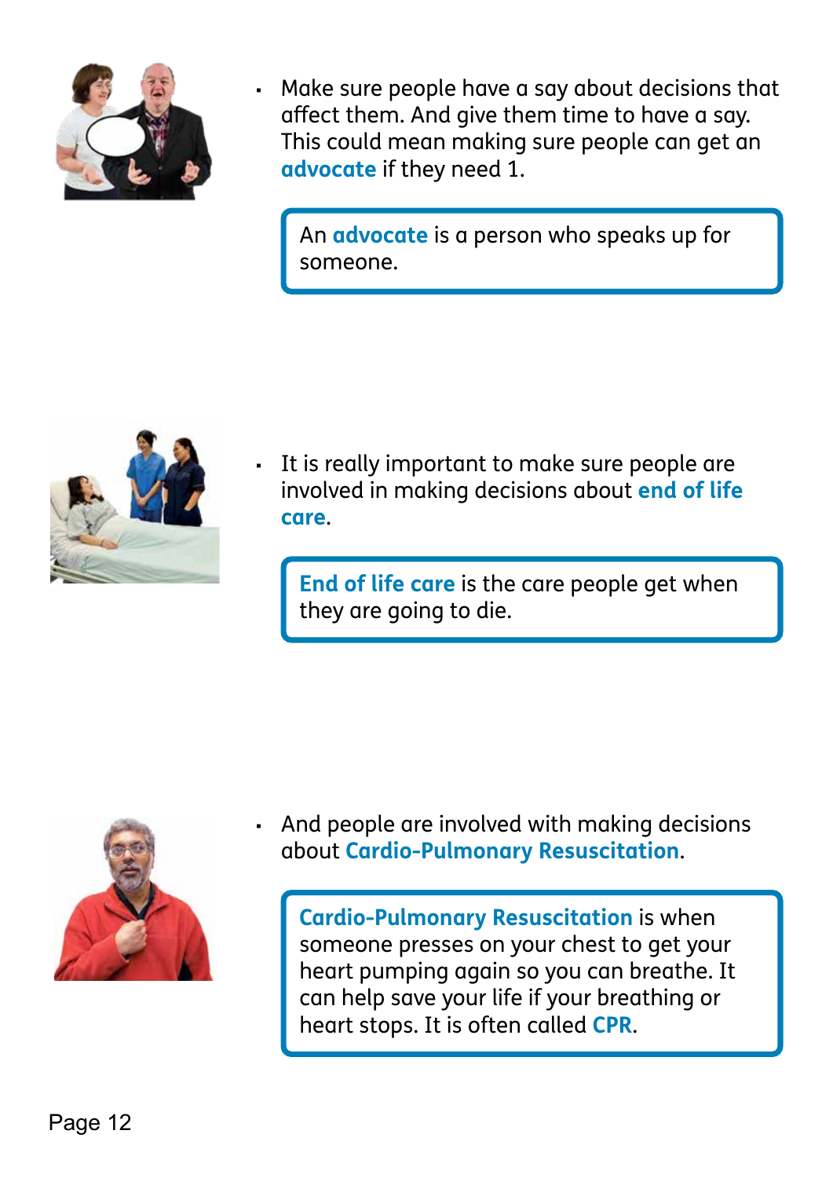- Make sure people have a say about decisions that affect them. And give them time to have a say. This could mean making sure people can get an **advocate** if they need 1.

> An **advocate** is a person who speaks up for someone.

- It is really important to make sure people are involved in making decisions about **end of life care**.

> **End of life care** is the care people get when they are going to die.

- And people are involved with making decisions about **Cardio-Pulmonary Resuscitation**.

> **Cardio-Pulmonary Resuscitation** is when someone presses on your chest to get your heart pumping again so you can breathe. It can help save your life if your breathing or heart stops. It is often called **CPR**.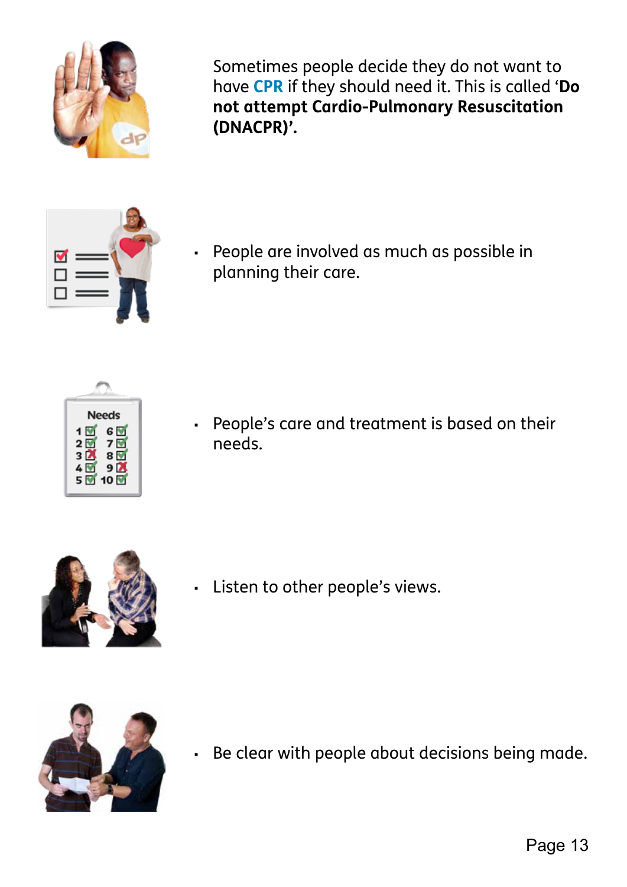Sometimes people decide they do not want to have **CPR** if they should need it. This is called '**Do not attempt Cardio-Pulmonary Resuscitation (DNACPR)**'.

- People are involved as much as possible in planning their care.

- People's care and treatment is based on their needs.

- Listen to other people's views.

- Be clear with people about decisions being made.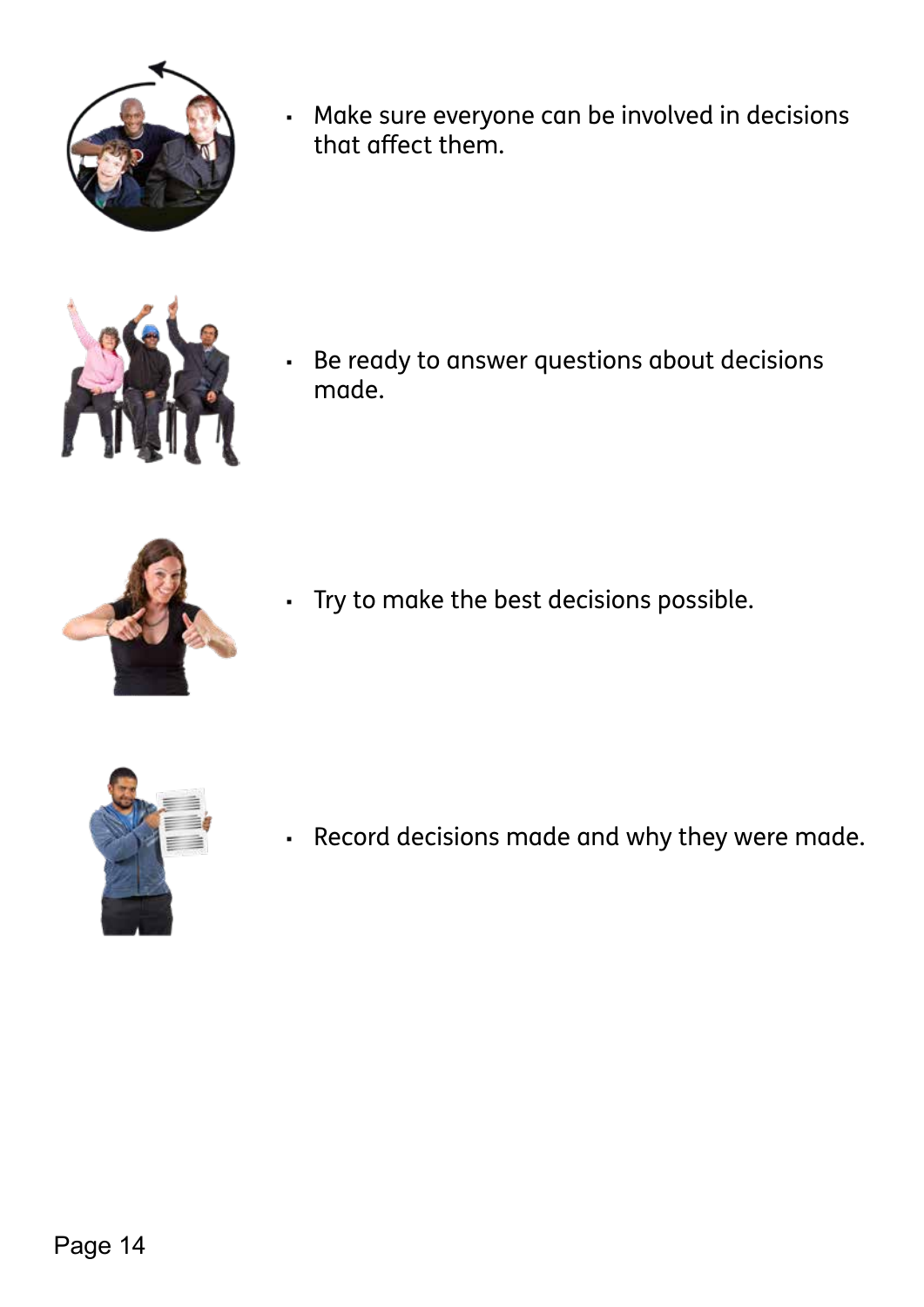- Make sure everyone can be involved in decisions that affect them.
- Be ready to answer questions about decisions made.
- Try to make the best decisions possible.
- Record decisions made and why they were made.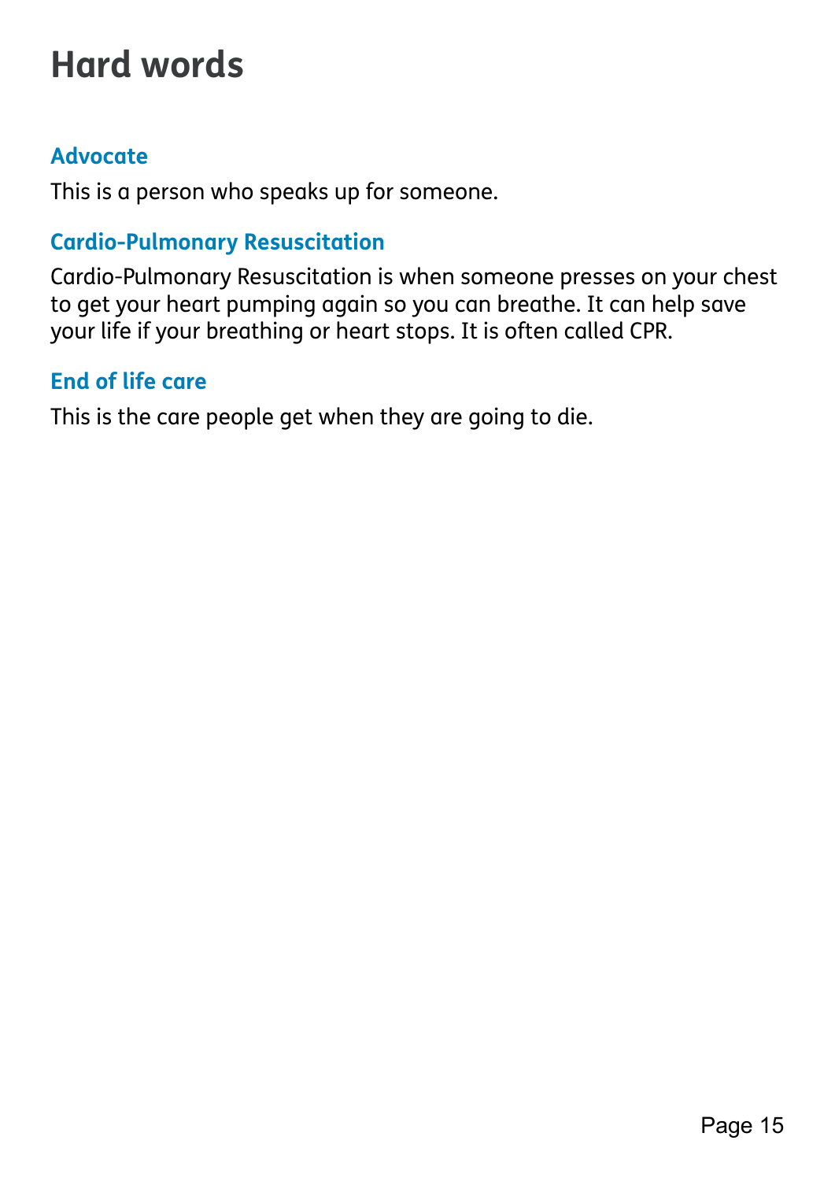# Hard words

### Advocate

This is a person who speaks up for someone.

### Cardio-Pulmonary Resuscitation

Cardio-Pulmonary Resuscitation is when someone presses on your chest to get your heart pumping again so you can breathe. It can help save your life if your breathing or heart stops. It is often called CPR.

### End of life care

This is the care people get when they are going to die.